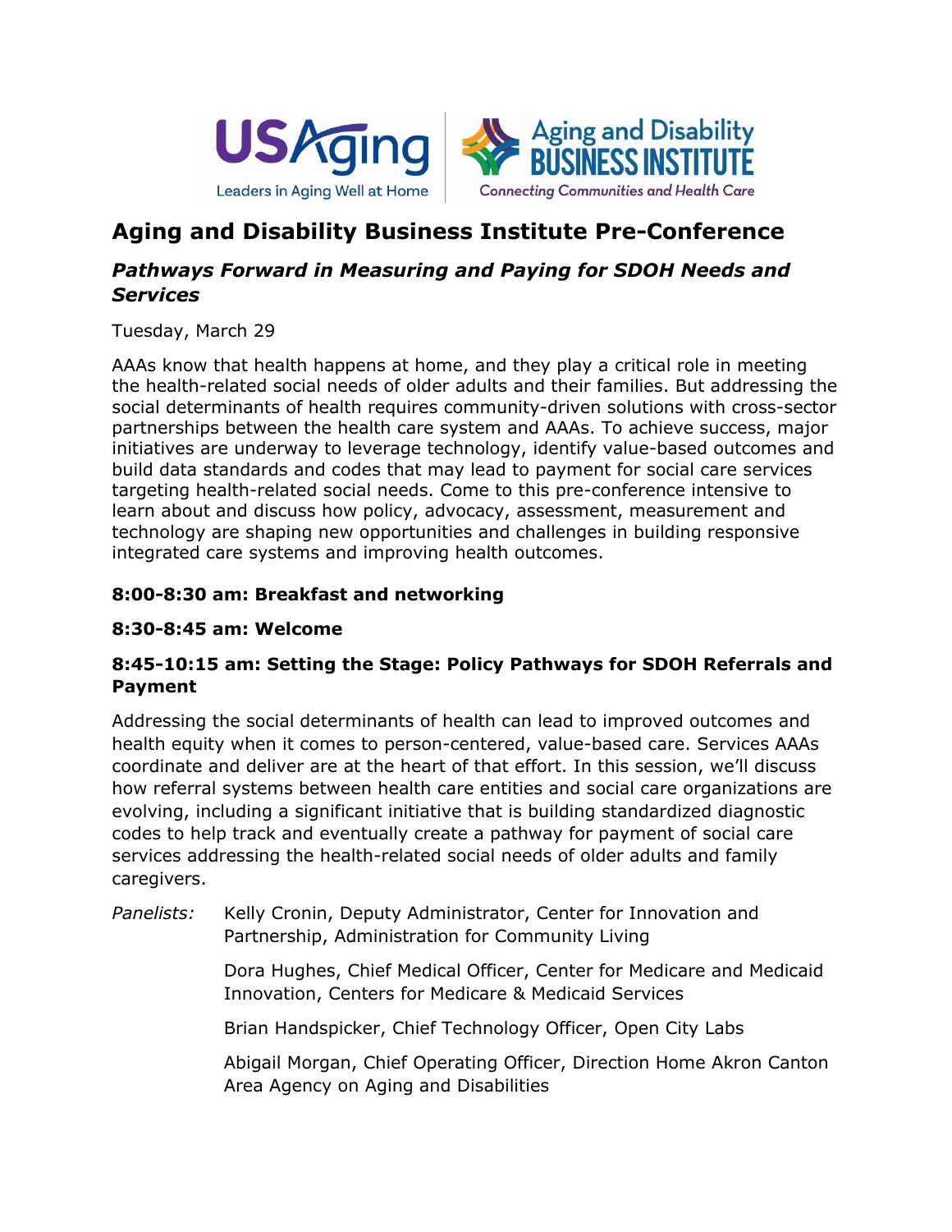# Aging and Disability Business Institute Pre-Conference

## *Pathways Forward in Measuring and Paying for SDOH Needs and Services*

Tuesday, March 29

AAAs know that health happens at home, and they play a critical role in meeting the health-related social needs of older adults and their families. But addressing the social determinants of health requires community-driven solutions with cross-sector partnerships between the health care system and AAAs. To achieve success, major initiatives are underway to leverage technology, identify value-based outcomes and build data standards and codes that may lead to payment for social care services targeting health-related social needs. Come to this pre-conference intensive to learn about and discuss how policy, advocacy, assessment, measurement and technology are shaping new opportunities and challenges in building responsive integrated care systems and improving health outcomes.

**8:00-8:30 am: Breakfast and networking**

**8:30-8:45 am: Welcome**

**8:45-10:15 am: Setting the Stage: Policy Pathways for SDOH Referrals and Payment**

Addressing the social determinants of health can lead to improved outcomes and health equity when it comes to person-centered, value-based care. Services AAAs coordinate and deliver are at the heart of that effort. In this session, we'll discuss how referral systems between health care entities and social care organizations are evolving, including a significant initiative that is building standardized diagnostic codes to help track and eventually create a pathway for payment of social care services addressing the health-related social needs of older adults and family caregivers.

*Panelists:* Kelly Cronin, Deputy Administrator, Center for Innovation and Partnership, Administration for Community Living

Dora Hughes, Chief Medical Officer, Center for Medicare and Medicaid Innovation, Centers for Medicare & Medicaid Services

Brian Handspicker, Chief Technology Officer, Open City Labs

Abigail Morgan, Chief Operating Officer, Direction Home Akron Canton Area Agency on Aging and Disabilities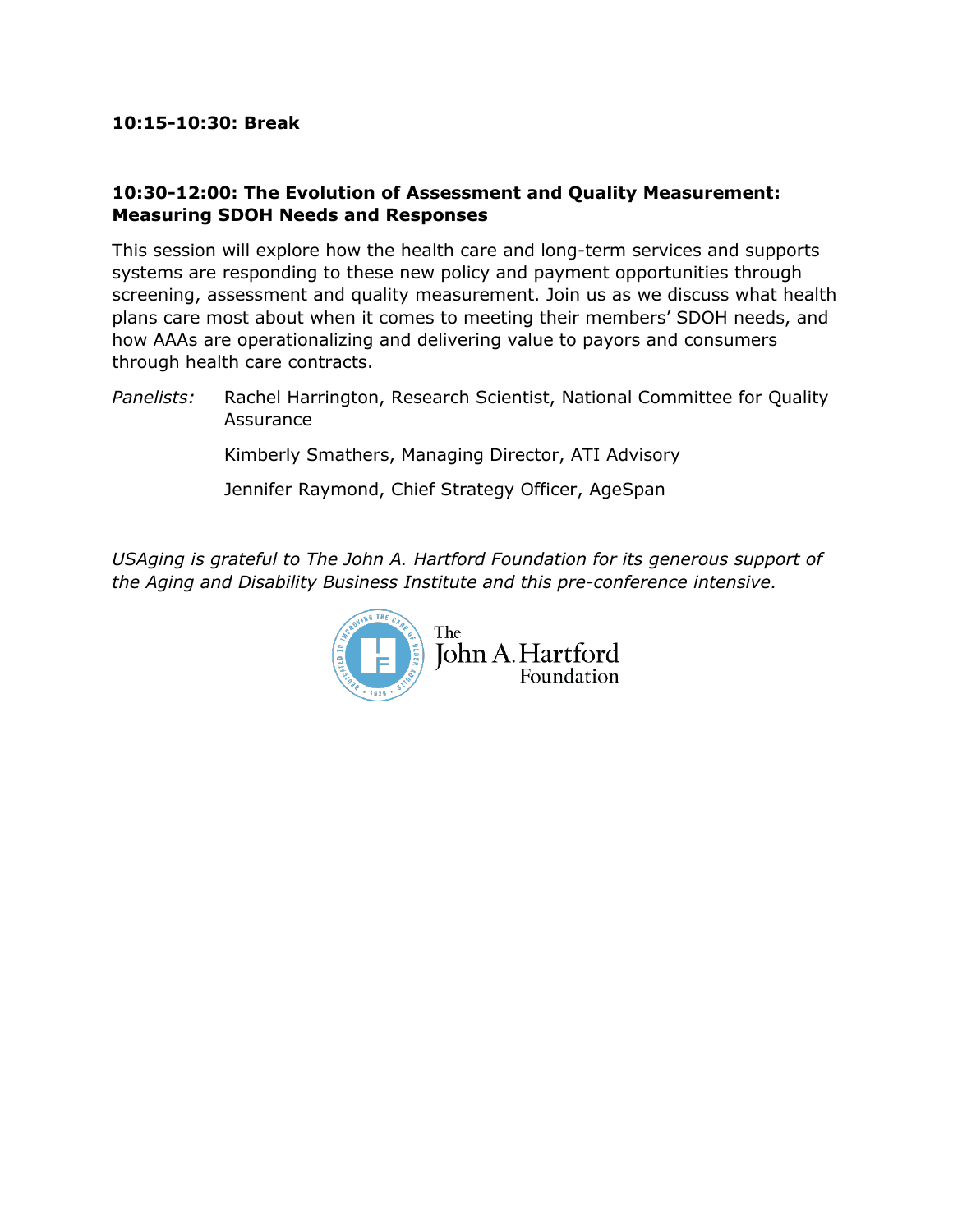**10:15-10:30: Break**

**10:30-12:00: The Evolution of Assessment and Quality Measurement: Measuring SDOH Needs and Responses**

This session will explore how the health care and long-term services and supports systems are responding to these new policy and payment opportunities through screening, assessment and quality measurement. Join us as we discuss what health plans care most about when it comes to meeting their members' SDOH needs, and how AAAs are operationalizing and delivering value to payors and consumers through health care contracts.

*Panelists:* Rachel Harrington, Research Scientist, National Committee for Quality Assurance

Kimberly Smathers, Managing Director, ATI Advisory

Jennifer Raymond, Chief Strategy Officer, AgeSpan

*USAging is grateful to The John A. Hartford Foundation for its generous support of the Aging and Disability Business Institute and this pre-conference intensive.*

The John A. Hartford Foundation